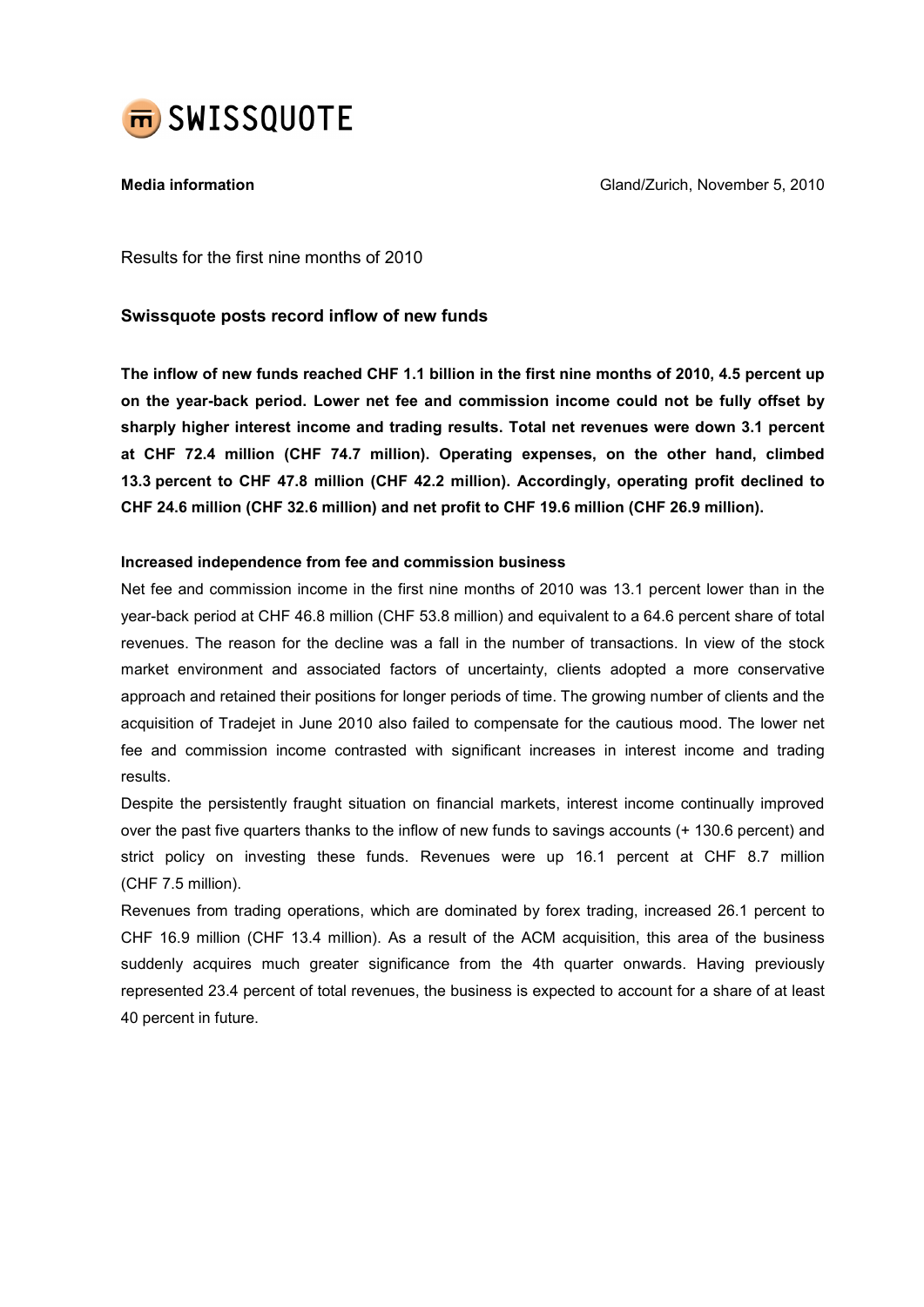SWISSQUOTE

**Media information** Gland/Zurich, November 5, 2010

Results for the first nine months of 2010

## Swissquote posts record inflow of new funds

**The inflow of new funds reached CHF 1.1 billion in the first nine months of 2010, 4.5 percent up on the year-back period. Lower net fee and commission income could not be fully offset by sharply higher interest income and trading results. Total net revenues were down 3.1 percent at CHF 72.4 million (CHF 74.7 million). Operating expenses, on the other hand, climbed 13.3 percent to CHF 47.8 million (CHF 42.2 million). Accordingly, operating profit declined to CHF 24.6 million (CHF 32.6 million) and net profit to CHF 19.6 million (CHF 26.9 million).**

### Increased independence from fee and commission business

Net fee and commission income in the first nine months of 2010 was 13.1 percent lower than in the year-back period at CHF 46.8 million (CHF 53.8 million) and equivalent to a 64.6 percent share of total revenues. The reason for the decline was a fall in the number of transactions. In view of the stock market environment and associated factors of uncertainty, clients adopted a more conservative approach and retained their positions for longer periods of time. The growing number of clients and the acquisition of Tradejet in June 2010 also failed to compensate for the cautious mood. The lower net fee and commission income contrasted with significant increases in interest income and trading results.

Despite the persistently fraught situation on financial markets, interest income continually improved over the past five quarters thanks to the inflow of new funds to savings accounts (+ 130.6 percent) and strict policy on investing these funds. Revenues were up 16.1 percent at CHF 8.7 million (CHF 7.5 million).

Revenues from trading operations, which are dominated by forex trading, increased 26.1 percent to CHF 16.9 million (CHF 13.4 million). As a result of the ACM acquisition, this area of the business suddenly acquires much greater significance from the 4th quarter onwards. Having previously represented 23.4 percent of total revenues, the business is expected to account for a share of at least 40 percent in future.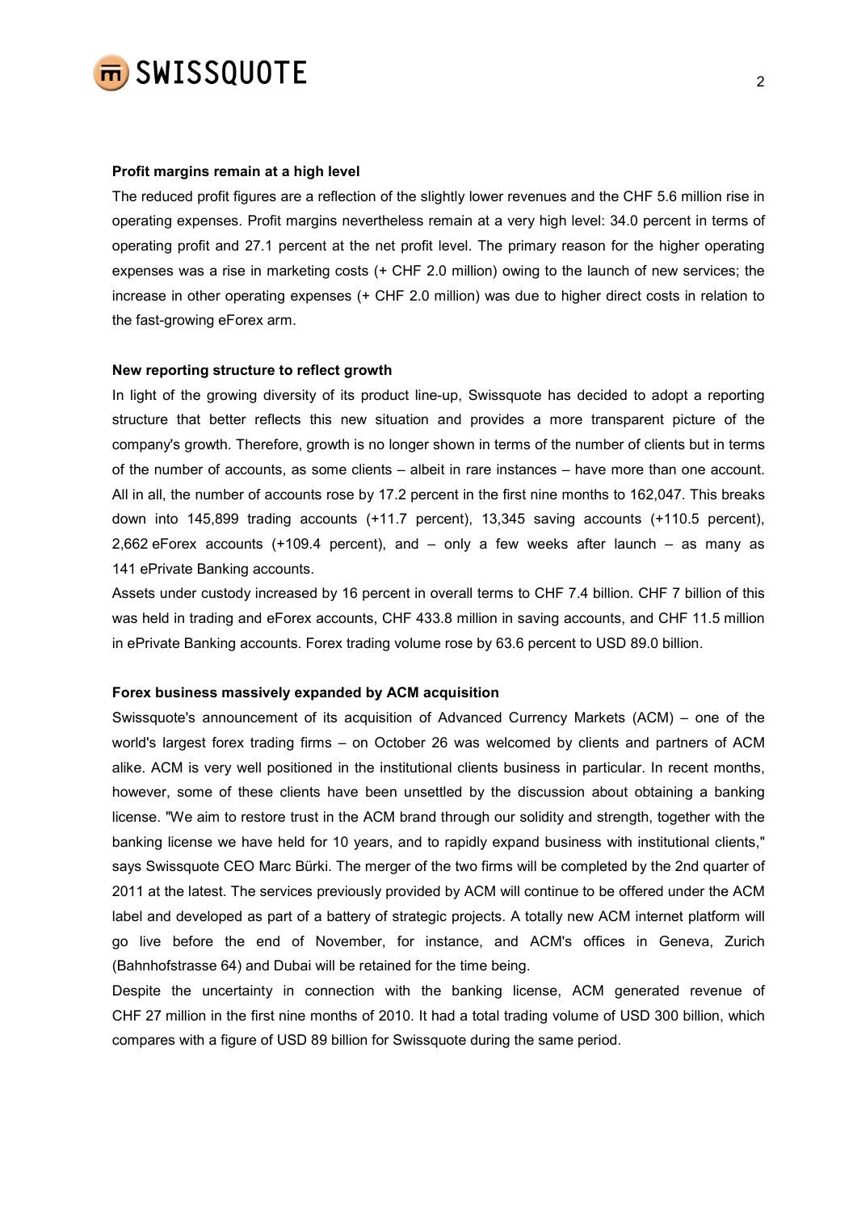**Profit margins remain at a high level**

The reduced profit figures are a reflection of the slightly lower revenues and the CHF 5.6 million rise in operating expenses. Profit margins nevertheless remain at a very high level: 34.0 percent in terms of operating profit and 27.1 percent at the net profit level. The primary reason for the higher operating expenses was a rise in marketing costs (+ CHF 2.0 million) owing to the launch of new services; the increase in other operating expenses (+ CHF 2.0 million) was due to higher direct costs in relation to the fast-growing eForex arm.

**New reporting structure to reflect growth**

In light of the growing diversity of its product line-up, Swissquote has decided to adopt a reporting structure that better reflects this new situation and provides a more transparent picture of the company's growth. Therefore, growth is no longer shown in terms of the number of clients but in terms of the number of accounts, as some clients – albeit in rare instances – have more than one account. All in all, the number of accounts rose by 17.2 percent in the first nine months to 162,047. This breaks down into 145,899 trading accounts (+11.7 percent), 13,345 saving accounts (+110.5 percent), 2,662 eForex accounts (+109.4 percent), and – only a few weeks after launch – as many as 141 ePrivate Banking accounts.

Assets under custody increased by 16 percent in overall terms to CHF 7.4 billion. CHF 7 billion of this was held in trading and eForex accounts, CHF 433.8 million in saving accounts, and CHF 11.5 million in ePrivate Banking accounts. Forex trading volume rose by 63.6 percent to USD 89.0 billion.

**Forex business massively expanded by ACM acquisition**

Swissquote's announcement of its acquisition of Advanced Currency Markets (ACM) – one of the world's largest forex trading firms – on October 26 was welcomed by clients and partners of ACM alike. ACM is very well positioned in the institutional clients business in particular. In recent months, however, some of these clients have been unsettled by the discussion about obtaining a banking license. "We aim to restore trust in the ACM brand through our solidity and strength, together with the banking license we have held for 10 years, and to rapidly expand business with institutional clients," says Swissquote CEO Marc Bürki. The merger of the two firms will be completed by the 2nd quarter of 2011 at the latest. The services previously provided by ACM will continue to be offered under the ACM label and developed as part of a battery of strategic projects. A totally new ACM internet platform will go live before the end of November, for instance, and ACM's offices in Geneva, Zurich (Bahnhofstrasse 64) and Dubai will be retained for the time being.

Despite the uncertainty in connection with the banking license, ACM generated revenue of CHF 27 million in the first nine months of 2010. It had a total trading volume of USD 300 billion, which compares with a figure of USD 89 billion for Swissquote during the same period.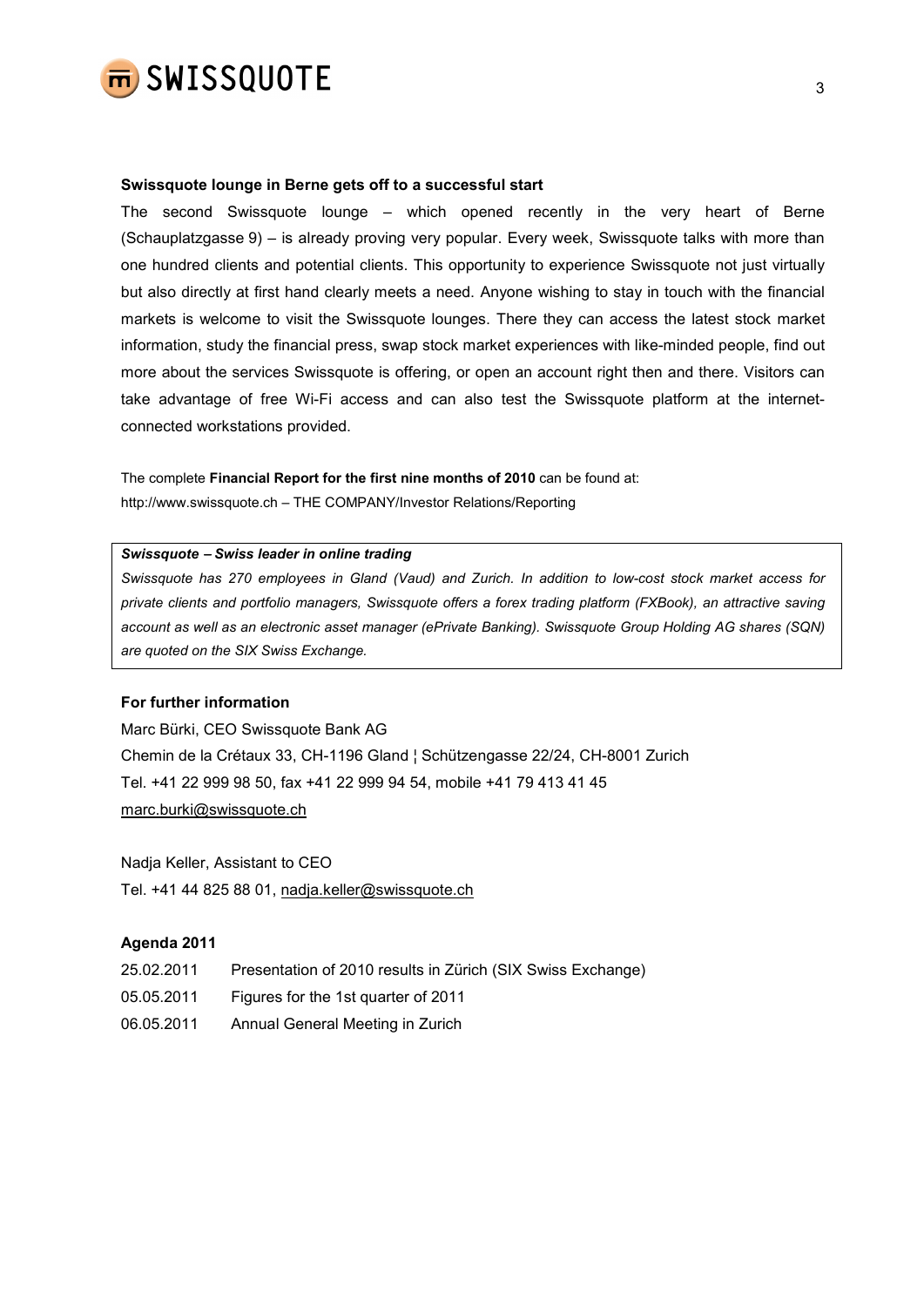**Swissquote lounge in Berne gets off to a successful start**

The second Swissquote lounge – which opened recently in the very heart of Berne (Schauplatzgasse 9) – is already proving very popular. Every week, Swissquote talks with more than one hundred clients and potential clients. This opportunity to experience Swissquote not just virtually but also directly at first hand clearly meets a need. Anyone wishing to stay in touch with the financial markets is welcome to visit the Swissquote lounges. There they can access the latest stock market information, study the financial press, swap stock market experiences with like-minded people, find out more about the services Swissquote is offering, or open an account right then and there. Visitors can take advantage of free Wi-Fi access and can also test the Swissquote platform at the internet-connected workstations provided.

The complete **Financial Report for the first nine months of 2010** can be found at:
http://www.swissquote.ch – THE COMPANY/Investor Relations/Reporting

***Swissquote – Swiss leader in online trading***

*Swissquote has 270 employees in Gland (Vaud) and Zurich. In addition to low-cost stock market access for private clients and portfolio managers, Swissquote offers a forex trading platform (FXBook), an attractive saving account as well as an electronic asset manager (ePrivate Banking). Swissquote Group Holding AG shares (SQN) are quoted on the SIX Swiss Exchange.*

**For further information**

Marc Bürki, CEO Swissquote Bank AG
Chemin de la Crétaux 33, CH-1196 Gland ¦ Schützengasse 22/24, CH-8001 Zurich
Tel. +41 22 999 98 50, fax +41 22 999 94 54, mobile +41 79 413 41 45
marc.burki@swissquote.ch

Nadja Keller, Assistant to CEO
Tel. +41 44 825 88 01, nadja.keller@swissquote.ch

**Agenda 2011**

| | |
|---|---|
| 25.02.2011 | Presentation of 2010 results in Zürich (SIX Swiss Exchange) |
| 05.05.2011 | Figures for the 1st quarter of 2011 |
| 06.05.2011 | Annual General Meeting in Zurich |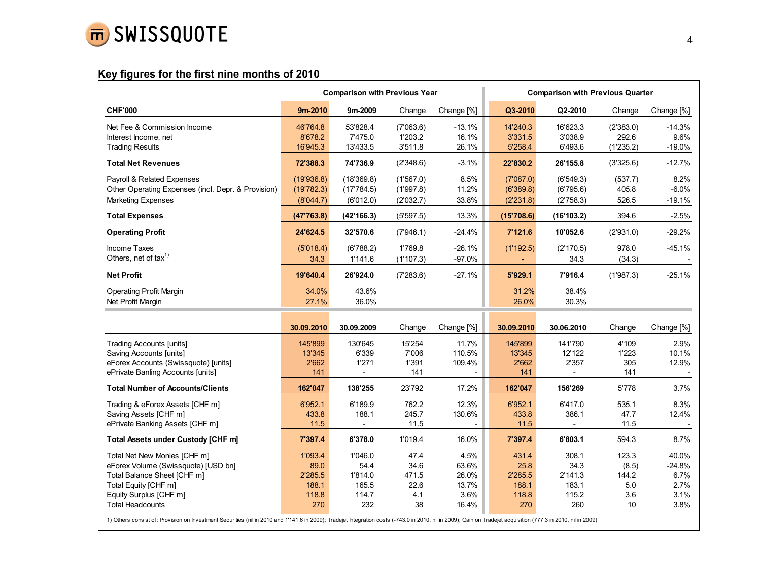## Key figures for the first nine months of 2010

| | Comparison with Previous Year | | | | Comparison with Previous Quarter | | | |
|---|---|---|---|---|---|---|---|---|
| **CHF'000** | **9m-2010** | **9m-2009** | Change | Change [%] | **Q3-2010** | **Q2-2010** | Change | Change [%] |
| Net Fee & Commission Income | 46'764.8 | 53'828.4 | (7'063.6) | -13.1% | 14'240.3 | 16'623.3 | (2'383.0) | -14.3% |
| Interest Income, net | 8'678.2 | 7'475.0 | 1'203.2 | 16.1% | 3'331.5 | 3'038.9 | 292.6 | 9.6% |
| Trading Results | 16'945.3 | 13'433.5 | 3'511.8 | 26.1% | 5'258.4 | 6'493.6 | (1'235.2) | -19.0% |
| **Total Net Revenues** | **72'388.3** | **74'736.9** | (2'348.6) | -3.1% | **22'830.2** | **26'155.8** | (3'325.6) | -12.7% |
| Payroll & Related Expenses | (19'936.8) | (18'369.8) | (1'567.0) | 8.5% | (7'087.0) | (6'549.3) | (537.7) | 8.2% |
| Other Operating Expenses (incl. Depr. & Provision) | (19'782.3) | (17'784.5) | (1'997.8) | 11.2% | (6'389.8) | (6'795.6) | 405.8 | -6.0% |
| Marketing Expenses | (8'044.7) | (6'012.0) | (2'032.7) | 33.8% | (2'231.8) | (2'758.3) | 526.5 | -19.1% |
| **Total Expenses** | **(47'763.8)** | **(42'166.3)** | (5'597.5) | 13.3% | **(15'708.6)** | **(16'103.2)** | 394.6 | -2.5% |
| **Operating Profit** | **24'624.5** | **32'570.6** | (7'946.1) | -24.4% | **7'121.6** | **10'052.6** | (2'931.0) | -29.2% |
| Income Taxes | (5'018.4) | (6'788.2) | 1'769.8 | -26.1% | (1'192.5) | (2'170.5) | 978.0 | -45.1% |
| Others, net of tax[1)] | 34.3 | 1'141.6 | (1'107.3) | -97.0% | - | 34.3 | (34.3) | - |
| **Net Profit** | **19'640.4** | **26'924.0** | (7'283.6) | -27.1% | **5'929.1** | **7'916.4** | (1'987.3) | -25.1% |
| Operating Profit Margin | 34.0% | 43.6% | | | 31.2% | 38.4% | | |
| Net Profit Margin | 27.1% | 36.0% | | | 26.0% | 30.3% | | |

| | **30.09.2010** | **30.09.2009** | Change | Change [%] | **30.09.2010** | **30.06.2010** | Change | Change [%] |
|---|---|---|---|---|---|---|---|---|
| Trading Accounts [units] | 145'899 | 130'645 | 15'254 | 11.7% | 145'899 | 141'790 | 4'109 | 2.9% |
| Saving Accounts [units] | 13'345 | 6'339 | 7'006 | 110.5% | 13'345 | 12'122 | 1'223 | 10.1% |
| eForex Accounts (Swissquote) [units] | 2'662 | 1'271 | 1'391 | 109.4% | 2'662 | 2'357 | 305 | 12.9% |
| ePrivate Banling Accounts [units] | 141 | - | 141 | - | 141 | - | 141 | - |
| **Total Number of Accounts/Clients** | **162'047** | **138'255** | 23'792 | 17.2% | **162'047** | **156'269** | 5'778 | 3.7% |
| Trading & eForex Assets [CHF m] | 6'952.1 | 6'189.9 | 762.2 | 12.3% | 6'952.1 | 6'417.0 | 535.1 | 8.3% |
| Saving Assets [CHF m] | 433.8 | 188.1 | 245.7 | 130.6% | 433.8 | 386.1 | 47.7 | 12.4% |
| ePrivate Banking Assets [CHF m] | 11.5 | - | 11.5 | - | 11.5 | - | 11.5 | - |
| **Total Assets under Custody [CHF m]** | **7'397.4** | **6'378.0** | 1'019.4 | 16.0% | **7'397.4** | **6'803.1** | 594.3 | 8.7% |
| Total Net New Monies [CHF m] | 1'093.4 | 1'046.0 | 47.4 | 4.5% | 431.4 | 308.1 | 123.3 | 40.0% |
| eForex Volume (Swissquote) [USD bn] | 89.0 | 54.4 | 34.6 | 63.6% | 25.8 | 34.3 | (8.5) | -24.8% |
| Total Balance Sheet [CHF m] | 2'285.5 | 1'814.0 | 471.5 | 26.0% | 2'285.5 | 2'141.3 | 144.2 | 6.7% |
| Total Equity [CHF m] | 188.1 | 165.5 | 22.6 | 13.7% | 188.1 | 183.1 | 5.0 | 2.7% |
| Equity Surplus [CHF m] | 118.8 | 114.7 | 4.1 | 3.6% | 118.8 | 115.2 | 3.6 | 3.1% |
| Total Headcounts | 270 | 232 | 38 | 16.4% | 270 | 260 | 10 | 3.8% |

1) Others consist of: Provision on Investment Securities (nil in 2010 and 1'141.6 in 2009); Tradejet Integration costs (-743.0 in 2010, nil in 2009); Gain on Tradejet acquisition (777.3 in 2010, nil in 2009)